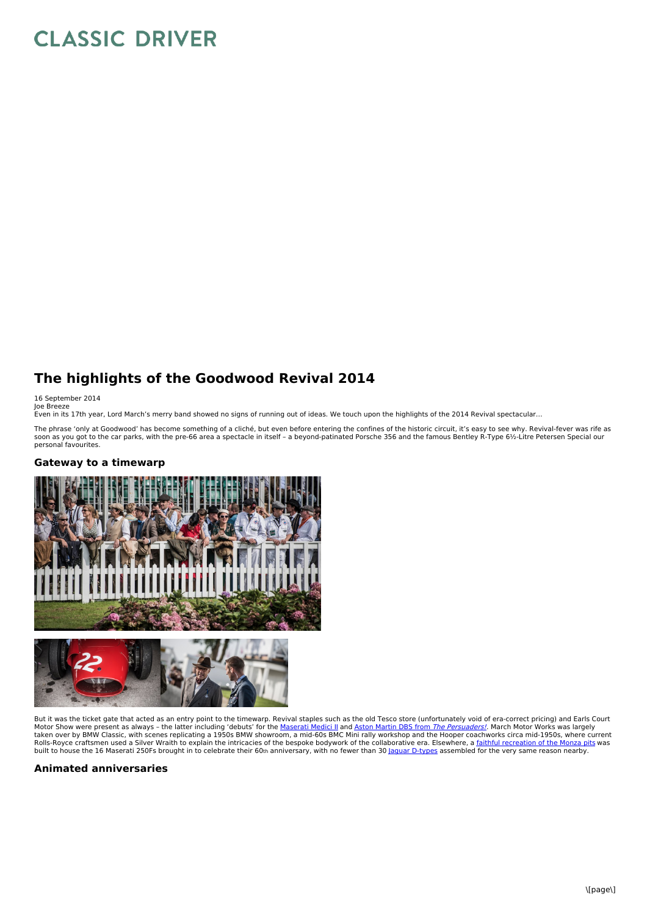# CLASSIC DRIVER

## The highlights of the Goodwood Revival 2014

16 September 2014
Joe Breeze
Even in its 17th year, Lord March's merry band showed no signs of running out of ideas. We touch upon the highlights of the 2014 Revival spectacular...

The phrase 'only at Goodwood' has become something of a cliché, but even before entering the confines of the historic circuit, it's easy to see why. Revival-fever was rife as soon as you got to the car parks, with the pre-66 area a spectacle in itself – a beyond-patinated Porsche 356 and the famous Bentley R-Type 6½-Litre Petersen Special our personal favourites.

### Gateway to a timewarp

But it was the ticket gate that acted as an entry point to the timewarp. Revival staples such as the old Tesco store (unfortunately void of era-correct pricing) and Earls Court Motor Show were present as always – the latter including 'debuts' for the Maserati Medici II and Aston Martin DBS from *The Persuaders!*. March Motor Works was largely taken over by BMW Classic, with scenes replicating a 1950s BMW showroom, a mid-60s BMC Mini rally workshop and the Hooper coachworks circa mid-1950s, where current Rolls-Royce craftsmen used a Silver Wraith to explain the intricacies of the bespoke bodywork of the collaborative era. Elsewhere, a faithful recreation of the Monza pits was built to house the 16 Maserati 250Fs brought in to celebrate their 60th anniversary, with no fewer than 30 Jaguar D-types assembled for the very same reason nearby.

### Animated anniversaries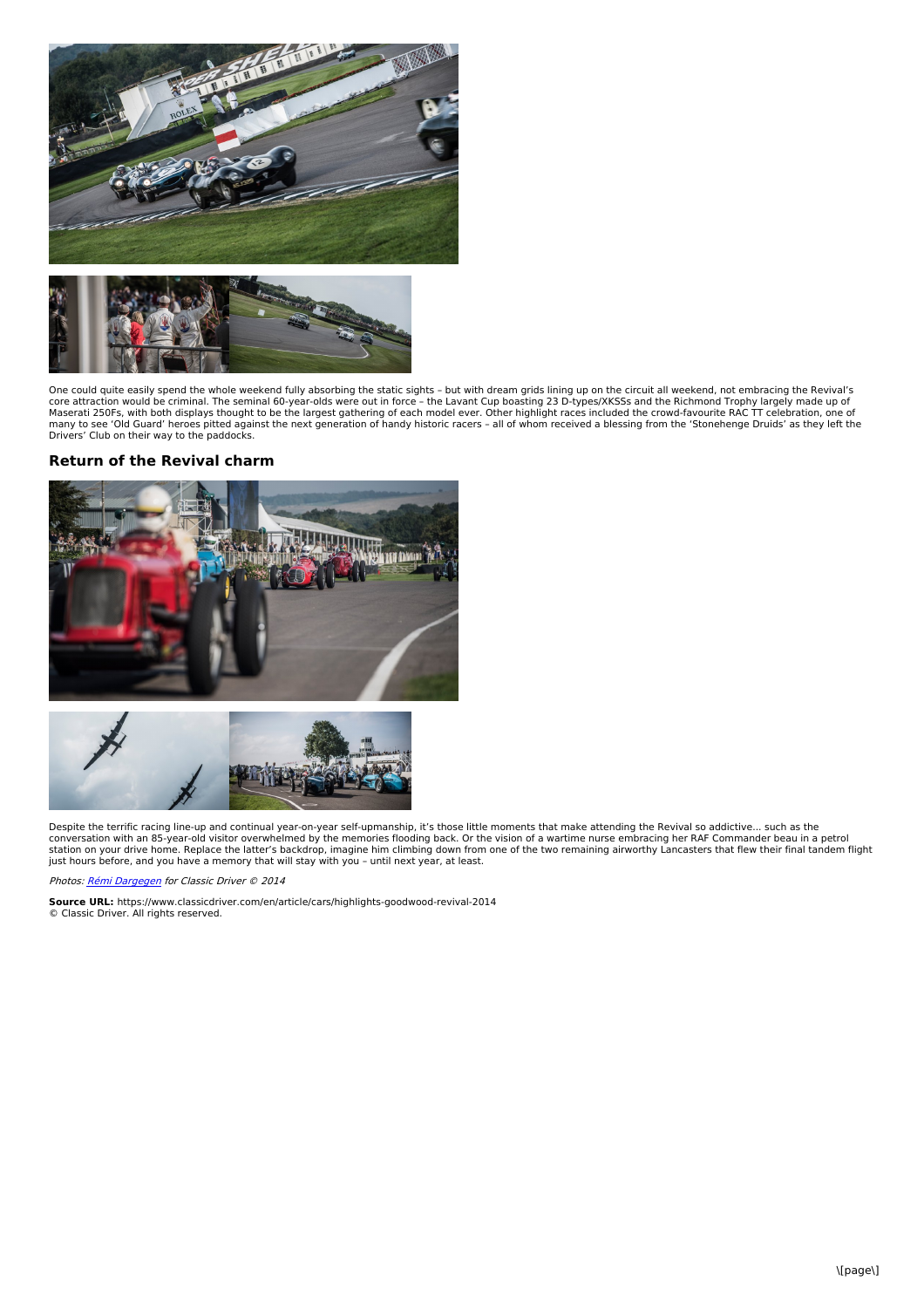One could quite easily spend the whole weekend fully absorbing the static sights – but with dream grids lining up on the circuit all weekend, not embracing the Revival's core attraction would be criminal. The seminal 60-year-olds were out in force – the Lavant Cup boasting 23 D-types/XKSSs and the Richmond Trophy largely made up of Maserati 250Fs, with both displays thought to be the largest gathering of each model ever. Other highlight races included the crowd-favourite RAC TT celebration, one of many to see 'Old Guard' heroes pitted against the next generation of handy historic racers – all of whom received a blessing from the 'Stonehenge Druids' as they left the Drivers' Club on their way to the paddocks.

## Return of the Revival charm

Despite the terrific racing line-up and continual year-on-year self-upmanship, it's those little moments that make attending the Revival so addictive... such as the conversation with an 85-year-old visitor overwhelmed by the memories flooding back. Or the vision of a wartime nurse embracing her RAF Commander beau in a petrol station on your drive home. Replace the latter's backdrop, imagine him climbing down from one of the two remaining airworthy Lancasters that flew their final tandem flight just hours before, and you have a memory that will stay with you – until next year, at least.

*Photos: [Rémi Dargegen](#) for Classic Driver © 2014*

**Source URL:** https://www.classicdriver.com/en/article/cars/highlights-goodwood-revival-2014
© Classic Driver. All rights reserved.